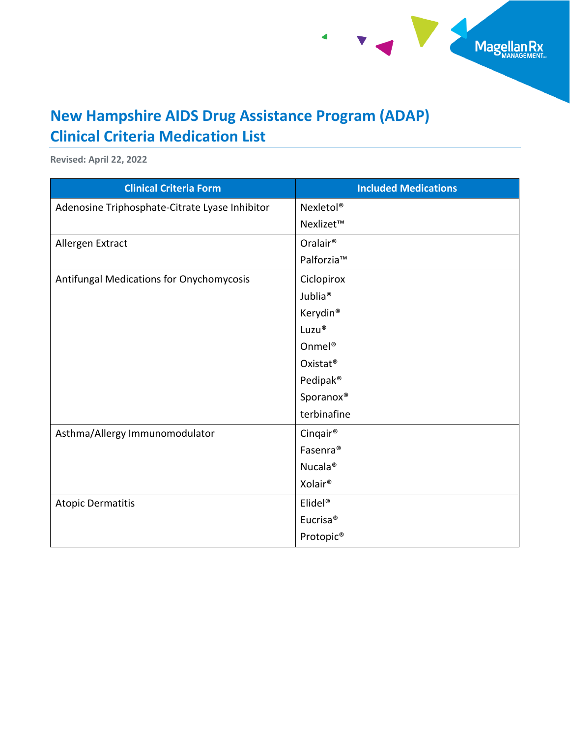# New Hampshire AIDS Drug Assistance Program (ADAP) Clinical Criteria Medication List

**Revised: April 22, 2022**

| Clinical Criteria Form | Included Medications |
|---|---|
| Adenosine Triphosphate-Citrate Lyase Inhibitor | Nexletol®<br>Nexlizet™ |
| Allergen Extract | Oralair®<br>Palforzia™ |
| Antifungal Medications for Onychomycosis | Ciclopirox<br>Jublia®<br>Kerydin®<br>Luzu®<br>Onmel®<br>Oxistat®<br>Pedipak®<br>Sporanox®<br>terbinafine |
| Asthma/Allergy Immunomodulator | Cinqair®<br>Fasenra®<br>Nucala®<br>Xolair® |
| Atopic Dermatitis | Elidel®<br>Eucrisa®<br>Protopic® |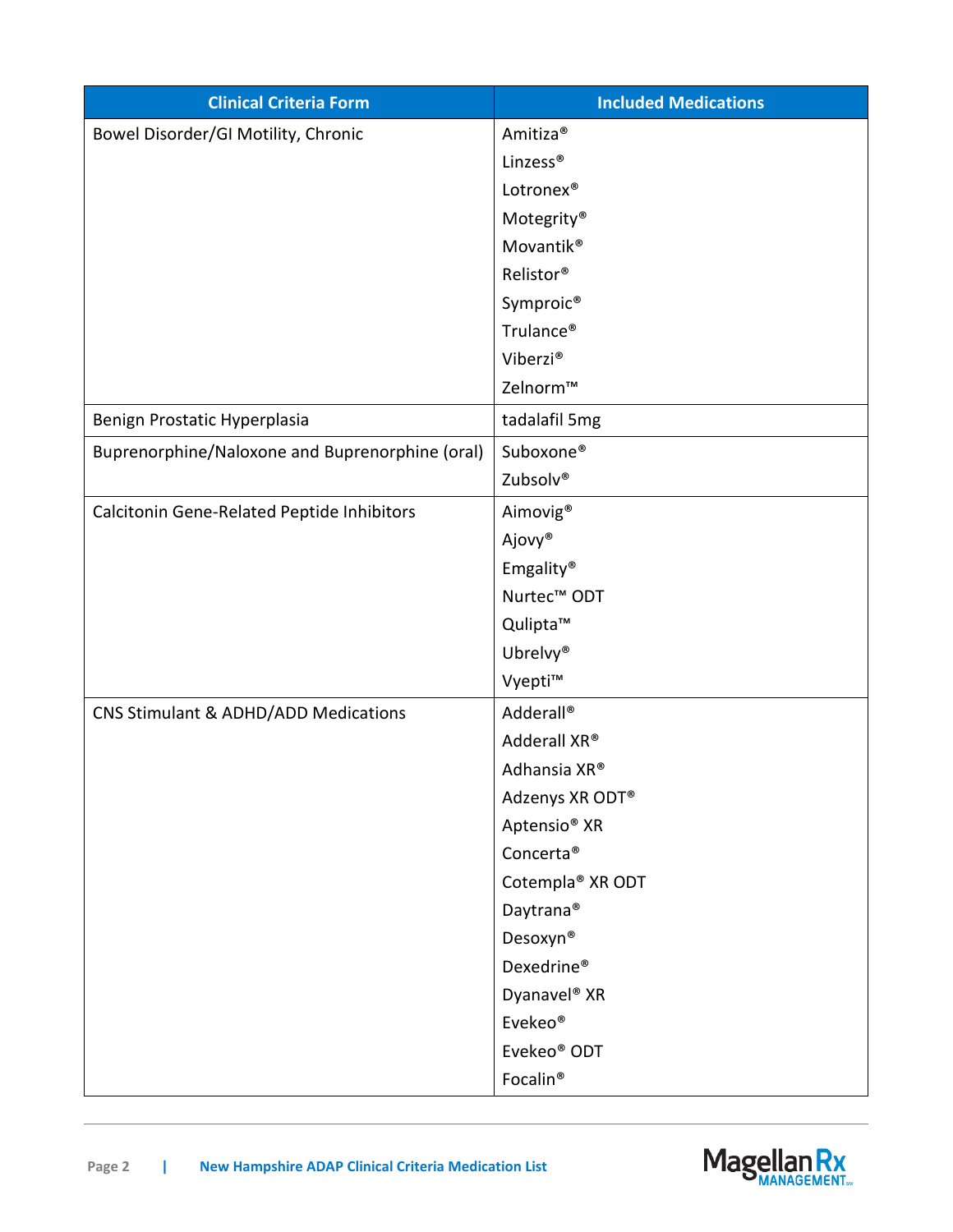| Clinical Criteria Form | Included Medications |
|---|---|
| Bowel Disorder/GI Motility, Chronic | Amitiza®<br>Linzess®<br>Lotronex®<br>Motegrity®<br>Movantik®<br>Relistor®<br>Symproic®<br>Trulance®<br>Viberzi®<br>Zelnorm™ |
| Benign Prostatic Hyperplasia | tadalafil 5mg |
| Buprenorphine/Naloxone and Buprenorphine (oral) | Suboxone®<br>Zubsolv® |
| Calcitonin Gene-Related Peptide Inhibitors | Aimovig®<br>Ajovy®<br>Emgality®<br>Nurtec™ ODT<br>Qulipta™<br>Ubrelvy®<br>Vyepti™ |
| CNS Stimulant & ADHD/ADD Medications | Adderall®<br>Adderall XR®<br>Adhansia XR®<br>Adzenys XR ODT®<br>Aptensio® XR<br>Concerta®<br>Cotempla® XR ODT<br>Daytrana®<br>Desoxyn®<br>Dexedrine®<br>Dyanavel® XR<br>Evekeo®<br>Evekeo® ODT<br>Focalin® |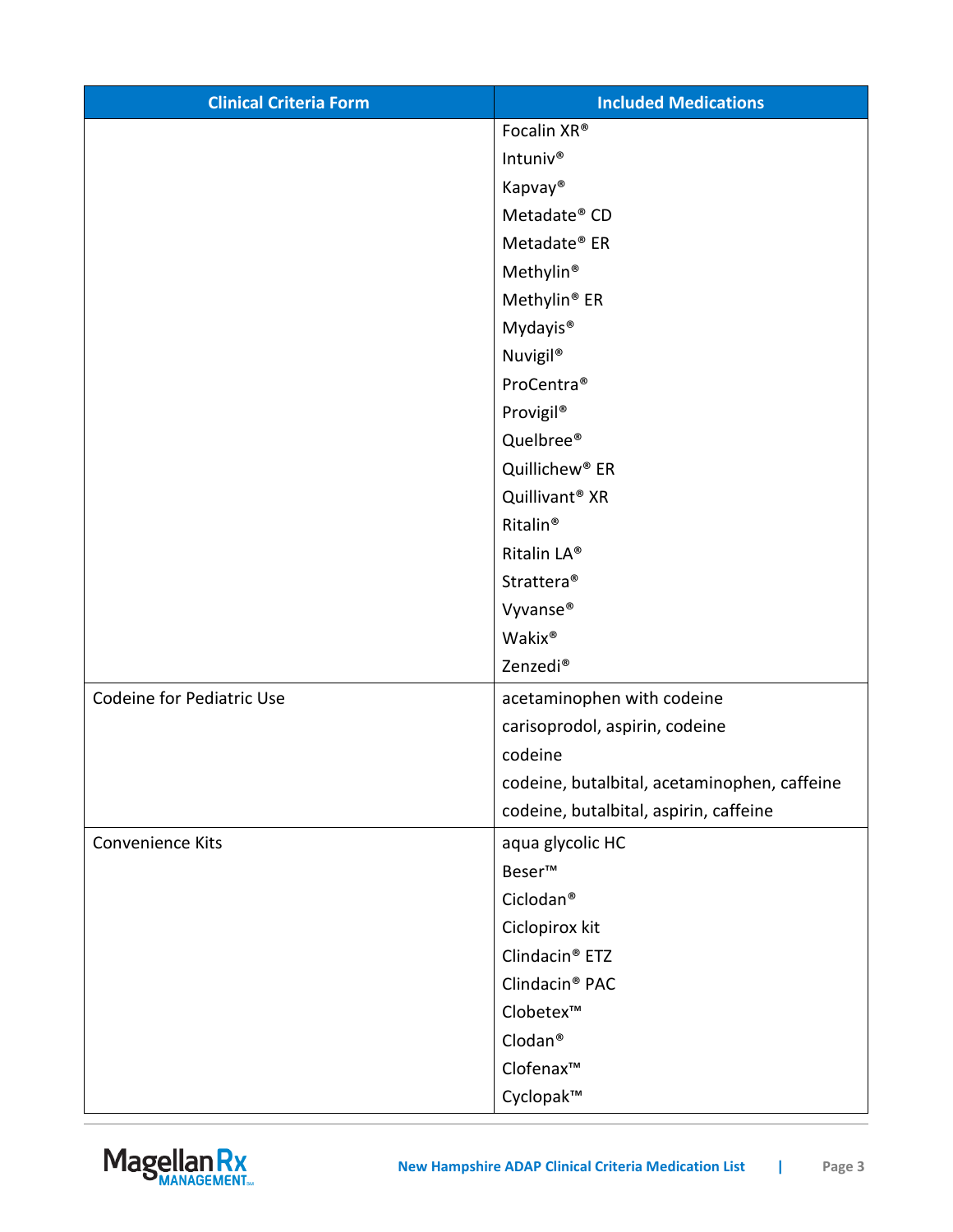| Clinical Criteria Form | Included Medications |
| --- | --- |
| | Focalin XR® |
| | Intuniv® |
| | Kapvay® |
| | Metadate® CD |
| | Metadate® ER |
| | Methylin® |
| | Methylin® ER |
| | Mydayis® |
| | Nuvigil® |
| | ProCentra® |
| | Provigil® |
| | Quelbree® |
| | Quillichew® ER |
| | Quillivant® XR |
| | Ritalin® |
| | Ritalin LA® |
| | Strattera® |
| | Vyvanse® |
| | Wakix® |
| | Zenzedi® |
| Codeine for Pediatric Use | acetaminophen with codeine |
| | carisoprodol, aspirin, codeine |
| | codeine |
| | codeine, butalbital, acetaminophen, caffeine |
| | codeine, butalbital, aspirin, caffeine |
| Convenience Kits | aqua glycolic HC |
| | Beser™ |
| | Ciclodan® |
| | Ciclopirox kit |
| | Clindacin® ETZ |
| | Clindacin® PAC |
| | Clobetex™ |
| | Clodan® |
| | Clofenax™ |
| | Cyclopak™ |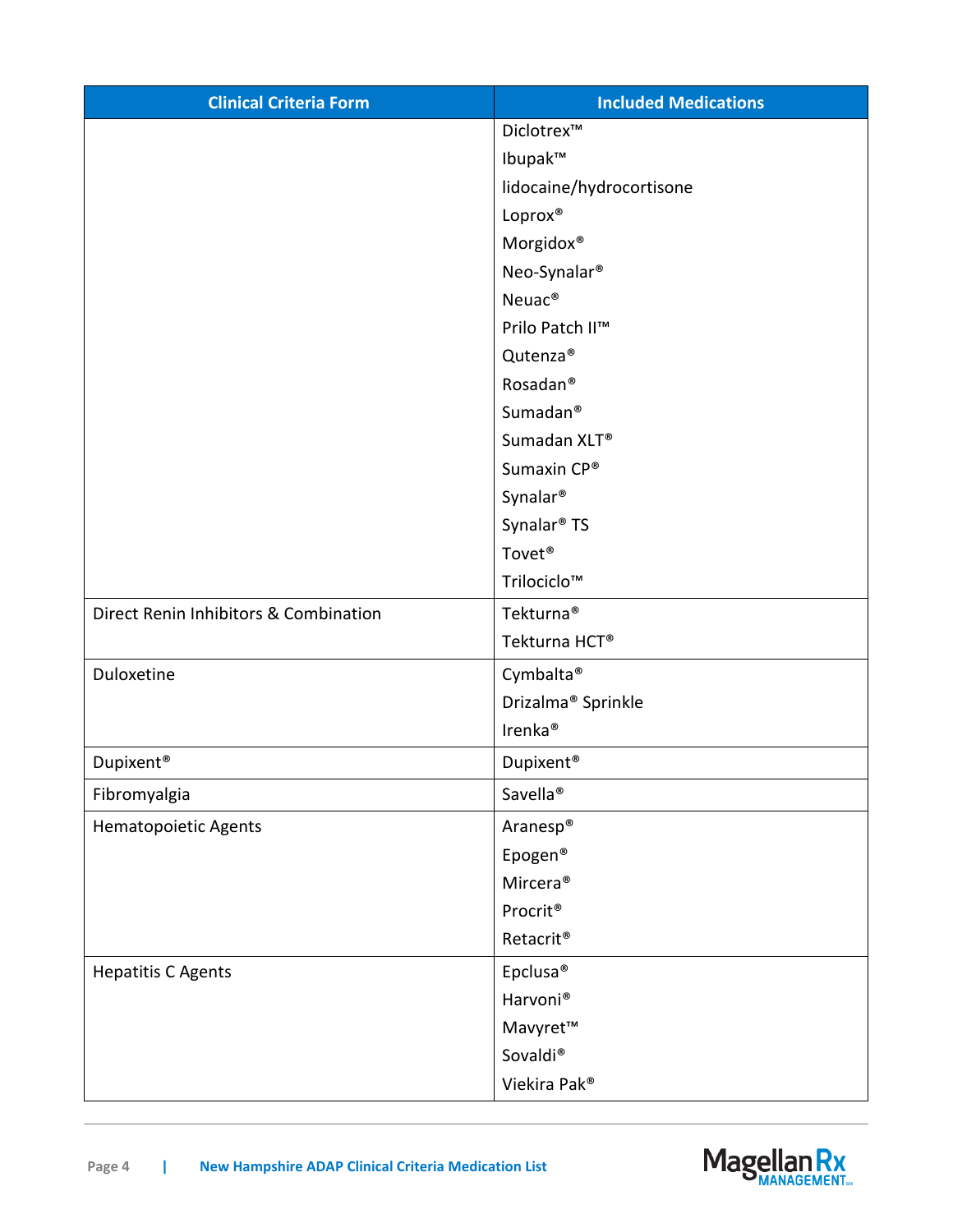| Clinical Criteria Form | Included Medications |
|---|---|
| | Diclotrex™<br>Ibupak™<br>lidocaine/hydrocortisone<br>Loprox®<br>Morgidox®<br>Neo-Synalar®<br>Neuac®<br>Prilo Patch II™<br>Qutenza®<br>Rosadan®<br>Sumadan®<br>Sumadan XLT®<br>Sumaxin CP®<br>Synalar®<br>Synalar® TS<br>Tovet®<br>Trilociclo™ |
| Direct Renin Inhibitors & Combination | Tekturna®<br>Tekturna HCT® |
| Duloxetine | Cymbalta®<br>Drizalma® Sprinkle<br>Irenka® |
| Dupixent® | Dupixent® |
| Fibromyalgia | Savella® |
| Hematopoietic Agents | Aranesp®<br>Epogen®<br>Mircera®<br>Procrit®<br>Retacrit® |
| Hepatitis C Agents | Epclusa®<br>Harvoni®<br>Mavyret™<br>Sovaldi®<br>Viekira Pak® |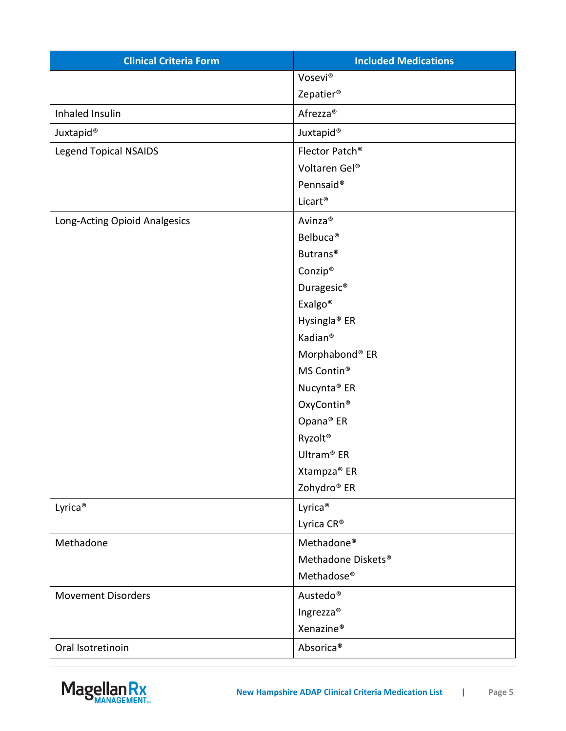| Clinical Criteria Form | Included Medications |
| --- | --- |
| | Vosevi®<br>Zepatier® |
| Inhaled Insulin | Afrezza® |
| Juxtapid® | Juxtapid® |
| Legend Topical NSAIDS | Flector Patch®<br>Voltaren Gel®<br>Pennsaid®<br>Licart® |
| Long-Acting Opioid Analgesics | Avinza®<br>Belbuca®<br>Butrans®<br>Conzip®<br>Duragesic®<br>Exalgo®<br>Hysingla® ER<br>Kadian®<br>Morphabond® ER<br>MS Contin®<br>Nucynta® ER<br>OxyContin®<br>Opana® ER<br>Ryzolt®<br>Ultram® ER<br>Xtampza® ER<br>Zohydro® ER |
| Lyrica® | Lyrica®<br>Lyrica CR® |
| Methadone | Methadone®<br>Methadone Diskets®<br>Methadose® |
| Movement Disorders | Austedo®<br>Ingrezza®<br>Xenazine® |
| Oral Isotretinoin | Absorica® |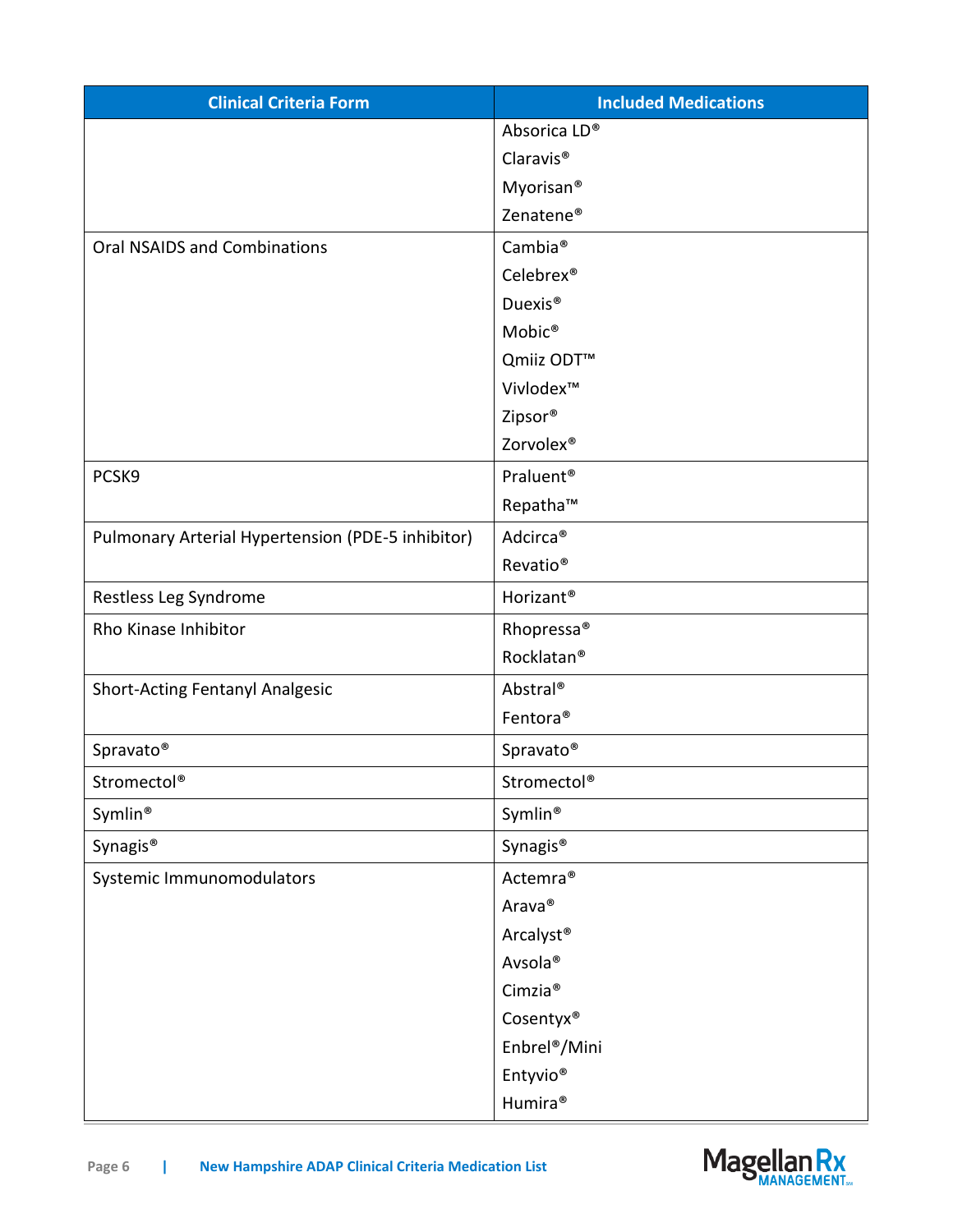| Clinical Criteria Form | Included Medications |
| --- | --- |
| | Absorica LD®<br>Claravis®<br>Myorisan®<br>Zenatene® |
| Oral NSAIDS and Combinations | Cambia®<br>Celebrex®<br>Duexis®<br>Mobic®<br>Qmiiz ODT™<br>Vivlodex™<br>Zipsor®<br>Zorvolex® |
| PCSK9 | Praluent®<br>Repatha™ |
| Pulmonary Arterial Hypertension (PDE-5 inhibitor) | Adcirca®<br>Revatio® |
| Restless Leg Syndrome | Horizant® |
| Rho Kinase Inhibitor | Rhopressa®<br>Rocklatan® |
| Short-Acting Fentanyl Analgesic | Abstral®<br>Fentora® |
| Spravato® | Spravato® |
| Stromectol® | Stromectol® |
| Symlin® | Symlin® |
| Synagis® | Synagis® |
| Systemic Immunomodulators | Actemra®<br>Arava®<br>Arcalyst®<br>Avsola®<br>Cimzia®<br>Cosentyx®<br>Enbrel®/Mini<br>Entyvio®<br>Humira® |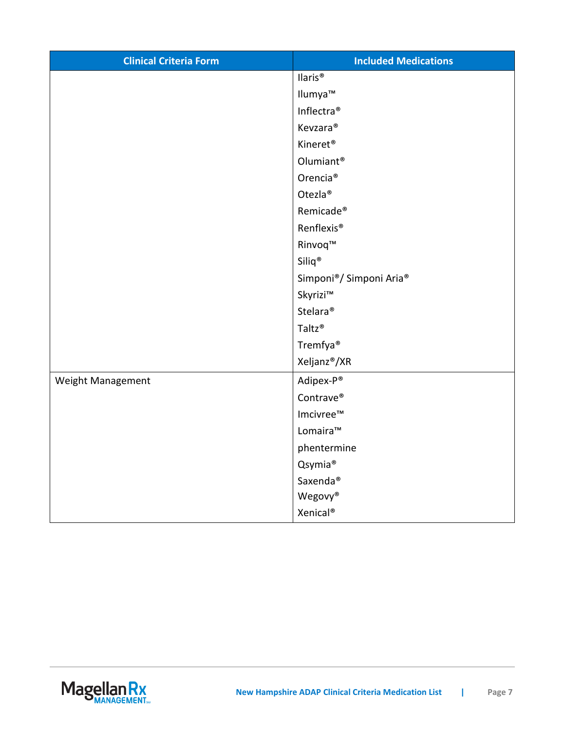| Clinical Criteria Form | Included Medications |
|---|---|
| | Ilaris®<br>Ilumya™<br>Inflectra®<br>Kevzara®<br>Kineret®<br>Olumiant®<br>Orencia®<br>Otezla®<br>Remicade®<br>Renflexis®<br>Rinvoq™<br>Siliq®<br>Simponi®/ Simponi Aria®<br>Skyrizi™<br>Stelara®<br>Taltz®<br>Tremfya®<br>Xeljanz®/XR |
| Weight Management | Adipex-P®<br>Contrave®<br>Imcivree™<br>Lomaira™<br>phentermine<br>Qsymia®<br>Saxenda®<br>Wegovy®<br>Xenical® |